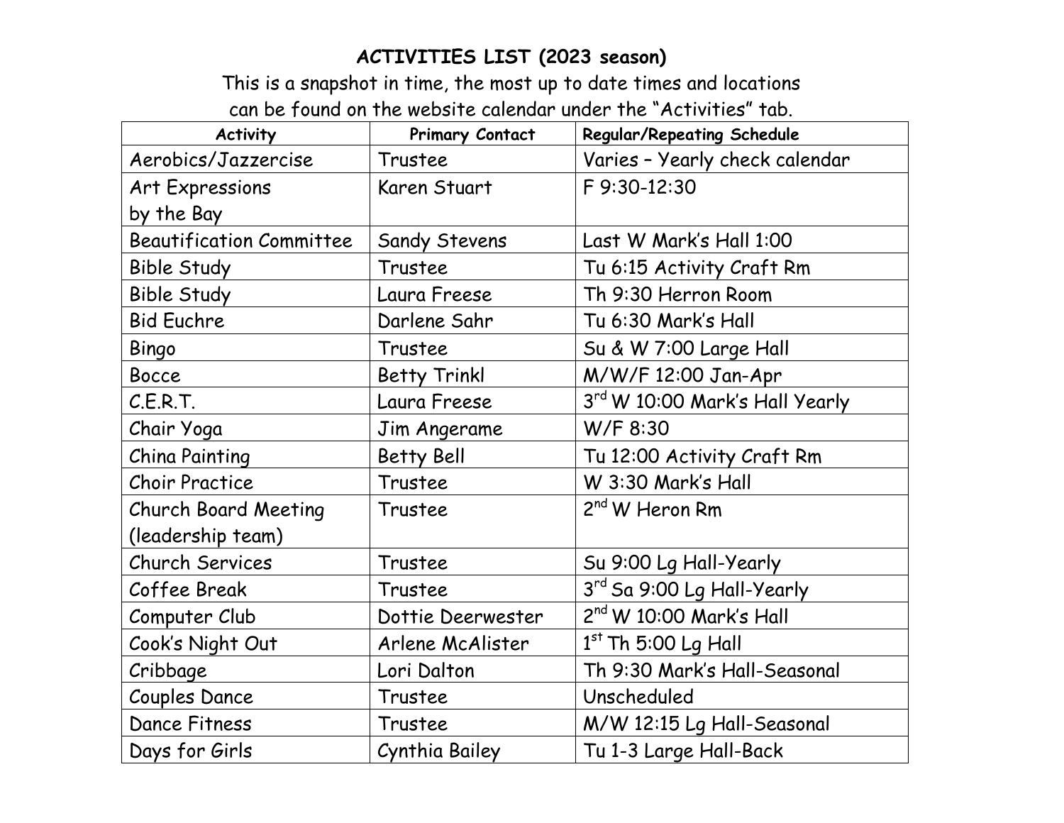**ACTIVITIES LIST (2023 season)**

This is a snapshot in time, the most up to date times and locations can be found on the website calendar under the "Activities" tab.

| Activity | Primary Contact | Regular/Repeating Schedule |
|---|---|---|
| Aerobics/Jazzercise | Trustee | Varies – Yearly check calendar |
| Art Expressions by the Bay | Karen Stuart | F 9:30-12:30 |
| Beautification Committee | Sandy Stevens | Last W Mark's Hall 1:00 |
| Bible Study | Trustee | Tu 6:15 Activity Craft Rm |
| Bible Study | Laura Freese | Th 9:30 Herron Room |
| Bid Euchre | Darlene Sahr | Tu 6:30 Mark's Hall |
| Bingo | Trustee | Su & W 7:00 Large Hall |
| Bocce | Betty Trinkl | M/W/F 12:00 Jan-Apr |
| C.E.R.T. | Laura Freese | 3rd W 10:00 Mark's Hall Yearly |
| Chair Yoga | Jim Angerame | W/F 8:30 |
| China Painting | Betty Bell | Tu 12:00 Activity Craft Rm |
| Choir Practice | Trustee | W 3:30 Mark's Hall |
| Church Board Meeting (leadership team) | Trustee | 2nd W Heron Rm |
| Church Services | Trustee | Su 9:00 Lg Hall-Yearly |
| Coffee Break | Trustee | 3rd Sa 9:00 Lg Hall-Yearly |
| Computer Club | Dottie Deerwester | 2nd W 10:00 Mark's Hall |
| Cook's Night Out | Arlene McAlister | 1st Th 5:00 Lg Hall |
| Cribbage | Lori Dalton | Th 9:30 Mark's Hall-Seasonal |
| Couples Dance | Trustee | Unscheduled |
| Dance Fitness | Trustee | M/W 12:15 Lg Hall-Seasonal |
| Days for Girls | Cynthia Bailey | Tu 1-3 Large Hall-Back |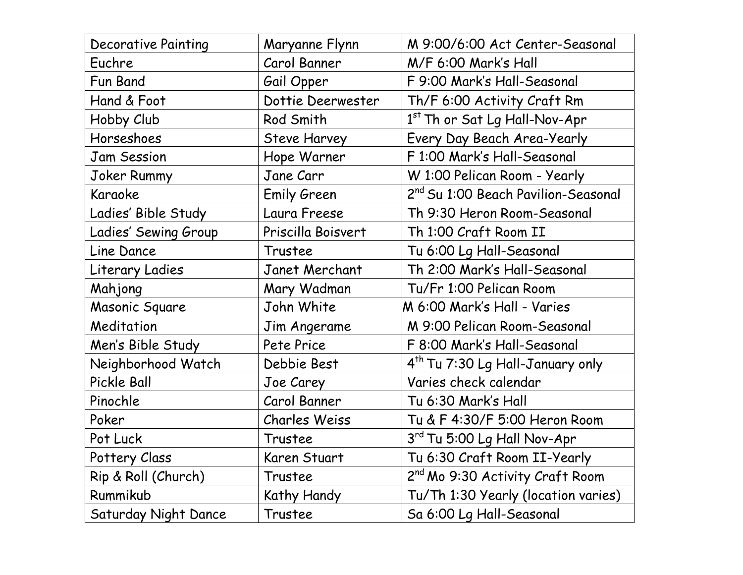| Decorative Painting | Maryanne Flynn | M 9:00/6:00 Act Center-Seasonal |
|---|---|---|
| Euchre | Carol Banner | M/F 6:00 Mark's Hall |
| Fun Band | Gail Opper | F 9:00 Mark's Hall-Seasonal |
| Hand & Foot | Dottie Deerwester | Th/F 6:00 Activity Craft Rm |
| Hobby Club | Rod Smith | 1st Th or Sat Lg Hall-Nov-Apr |
| Horseshoes | Steve Harvey | Every Day Beach Area-Yearly |
| Jam Session | Hope Warner | F 1:00 Mark's Hall-Seasonal |
| Joker Rummy | Jane Carr | W 1:00 Pelican Room - Yearly |
| Karaoke | Emily Green | 2nd Su 1:00 Beach Pavilion-Seasonal |
| Ladies' Bible Study | Laura Freese | Th 9:30 Heron Room-Seasonal |
| Ladies' Sewing Group | Priscilla Boisvert | Th 1:00 Craft Room II |
| Line Dance | Trustee | Tu 6:00 Lg Hall-Seasonal |
| Literary Ladies | Janet Merchant | Th 2:00 Mark's Hall-Seasonal |
| Mahjong | Mary Wadman | Tu/Fr 1:00 Pelican Room |
| Masonic Square | John White | M 6:00 Mark's Hall - Varies |
| Meditation | Jim Angerame | M 9:00 Pelican Room-Seasonal |
| Men's Bible Study | Pete Price | F 8:00 Mark's Hall-Seasonal |
| Neighborhood Watch | Debbie Best | 4th Tu 7:30 Lg Hall-January only |
| Pickle Ball | Joe Carey | Varies check calendar |
| Pinochle | Carol Banner | Tu 6:30 Mark's Hall |
| Poker | Charles Weiss | Tu & F 4:30/F 5:00 Heron Room |
| Pot Luck | Trustee | 3rd Tu 5:00 Lg Hall Nov-Apr |
| Pottery Class | Karen Stuart | Tu 6:30 Craft Room II-Yearly |
| Rip & Roll (Church) | Trustee | 2nd Mo 9:30 Activity Craft Room |
| Rummikub | Kathy Handy | Tu/Th 1:30 Yearly (location varies) |
| Saturday Night Dance | Trustee | Sa 6:00 Lg Hall-Seasonal |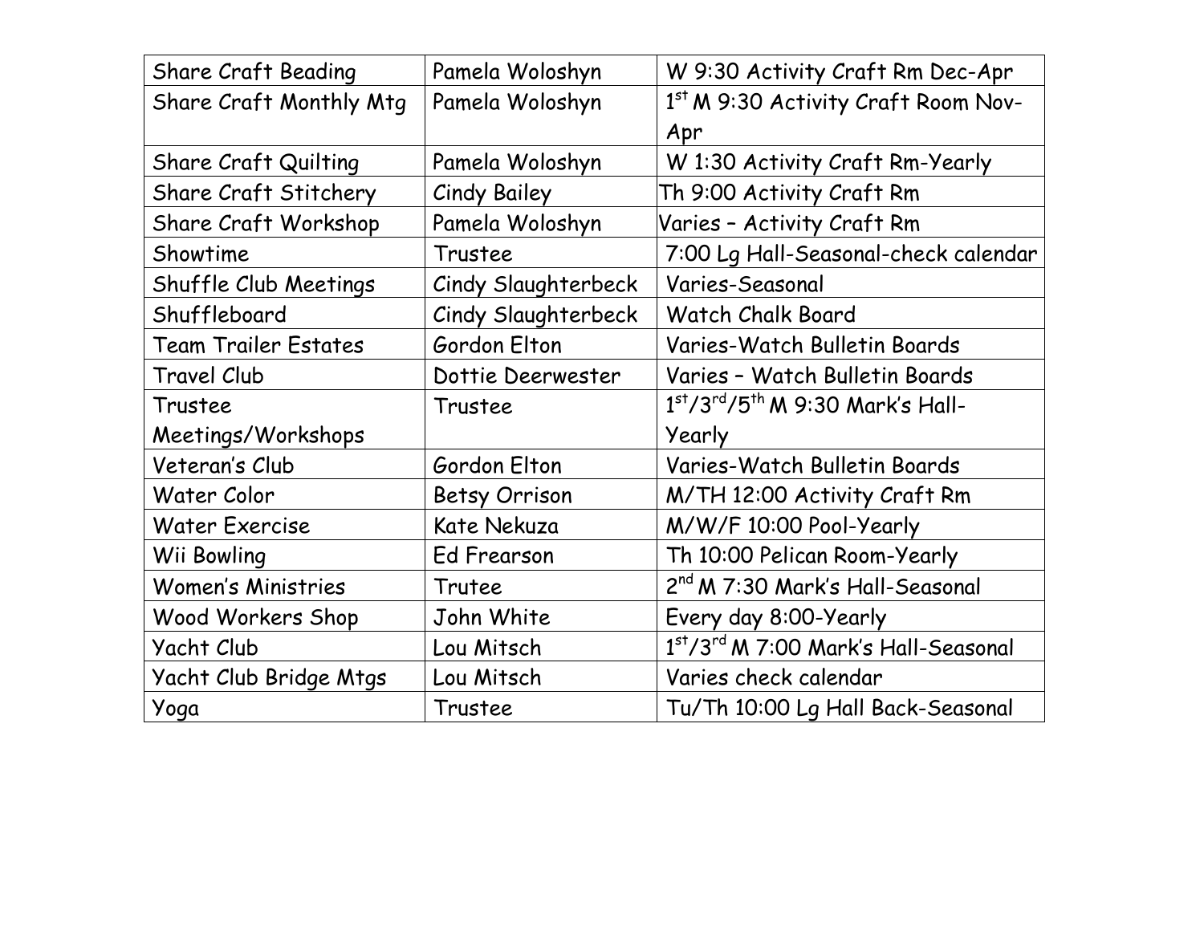| | | |
|---|---|---|
| Share Craft Beading | Pamela Woloshyn | W 9:30 Activity Craft Rm Dec-Apr |
| Share Craft Monthly Mtg | Pamela Woloshyn | 1st M 9:30 Activity Craft Room Nov-Apr |
| Share Craft Quilting | Pamela Woloshyn | W 1:30 Activity Craft Rm-Yearly |
| Share Craft Stitchery | Cindy Bailey | Th 9:00 Activity Craft Rm |
| Share Craft Workshop | Pamela Woloshyn | Varies – Activity Craft Rm |
| Showtime | Trustee | 7:00 Lg Hall-Seasonal-check calendar |
| Shuffle Club Meetings | Cindy Slaughterbeck | Varies-Seasonal |
| Shuffleboard | Cindy Slaughterbeck | Watch Chalk Board |
| Team Trailer Estates | Gordon Elton | Varies-Watch Bulletin Boards |
| Travel Club | Dottie Deerwester | Varies – Watch Bulletin Boards |
| Trustee Meetings/Workshops | Trustee | 1st/3rd/5th M 9:30 Mark's Hall-Yearly |
| Veteran's Club | Gordon Elton | Varies-Watch Bulletin Boards |
| Water Color | Betsy Orrison | M/TH 12:00 Activity Craft Rm |
| Water Exercise | Kate Nekuza | M/W/F 10:00 Pool-Yearly |
| Wii Bowling | Ed Frearson | Th 10:00 Pelican Room-Yearly |
| Women's Ministries | Trutee | 2nd M 7:30 Mark's Hall-Seasonal |
| Wood Workers Shop | John White | Every day 8:00-Yearly |
| Yacht Club | Lou Mitsch | 1st/3rd M 7:00 Mark's Hall-Seasonal |
| Yacht Club Bridge Mtgs | Lou Mitsch | Varies check calendar |
| Yoga | Trustee | Tu/Th 10:00 Lg Hall Back-Seasonal |